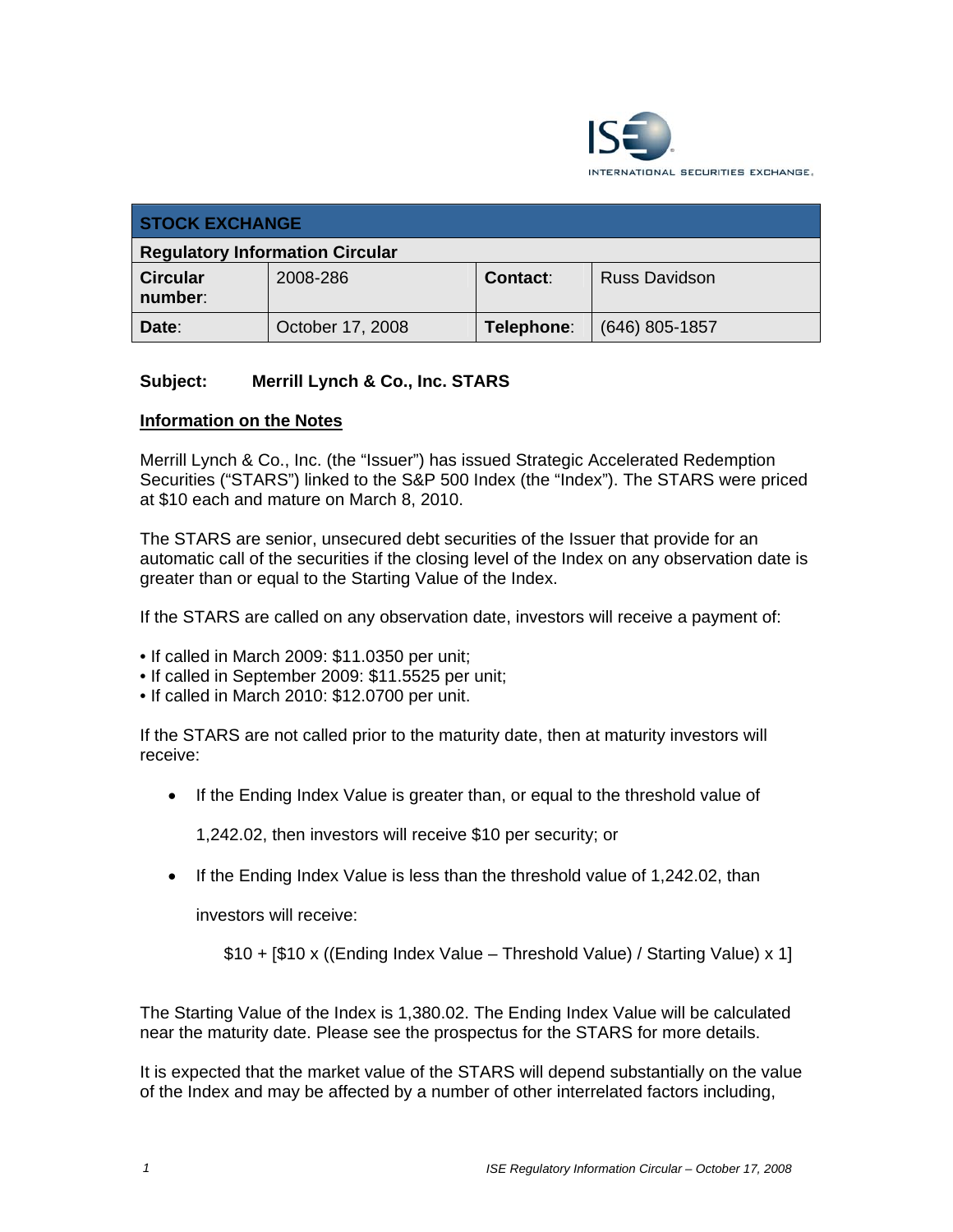INTERNATIONAL SECURITIES EXCHANGE.

| STOCK EXCHANGE | | | |
|---|---|---|---|
| **Regulatory Information Circular** | | | |
| **Circular number:** | 2008-286 | **Contact:** | Russ Davidson |
| **Date:** | October 17, 2008 | **Telephone:** | (646) 805-1857 |

**Subject: Merrill Lynch & Co., Inc. STARS**

**Information on the Notes**

Merrill Lynch & Co., Inc. (the "Issuer") has issued Strategic Accelerated Redemption Securities ("STARS") linked to the S&P 500 Index (the "Index"). The STARS were priced at $10 each and mature on March 8, 2010.

The STARS are senior, unsecured debt securities of the Issuer that provide for an automatic call of the securities if the closing level of the Index on any observation date is greater than or equal to the Starting Value of the Index.

If the STARS are called on any observation date, investors will receive a payment of:

- If called in March 2009: $11.0350 per unit;
- If called in September 2009: $11.5525 per unit;
- If called in March 2010: $12.0700 per unit.

If the STARS are not called prior to the maturity date, then at maturity investors will receive:

- If the Ending Index Value is greater than, or equal to the threshold value of 1,242.02, then investors will receive $10 per security; or
- If the Ending Index Value is less than the threshold value of 1,242.02, than investors will receive:

  $10 + [$10 x ((Ending Index Value – Threshold Value) / Starting Value) x 1]

The Starting Value of the Index is 1,380.02. The Ending Index Value will be calculated near the maturity date. Please see the prospectus for the STARS for more details.

It is expected that the market value of the STARS will depend substantially on the value of the Index and may be affected by a number of other interrelated factors including,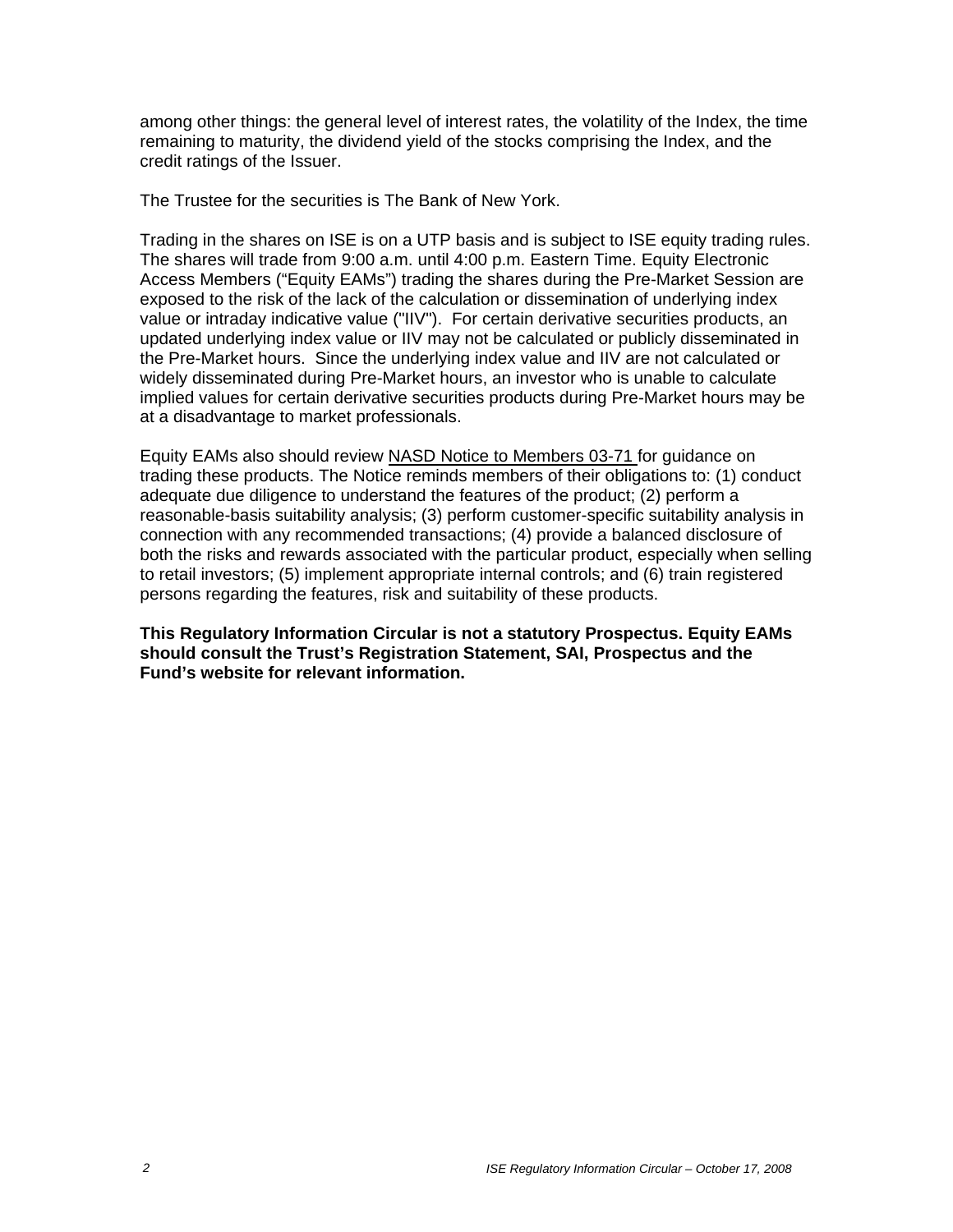among other things: the general level of interest rates, the volatility of the Index, the time remaining to maturity, the dividend yield of the stocks comprising the Index, and the credit ratings of the Issuer.

The Trustee for the securities is The Bank of New York.

Trading in the shares on ISE is on a UTP basis and is subject to ISE equity trading rules. The shares will trade from 9:00 a.m. until 4:00 p.m. Eastern Time. Equity Electronic Access Members ("Equity EAMs") trading the shares during the Pre-Market Session are exposed to the risk of the lack of the calculation or dissemination of underlying index value or intraday indicative value ("IIV"). For certain derivative securities products, an updated underlying index value or IIV may not be calculated or publicly disseminated in the Pre-Market hours. Since the underlying index value and IIV are not calculated or widely disseminated during Pre-Market hours, an investor who is unable to calculate implied values for certain derivative securities products during Pre-Market hours may be at a disadvantage to market professionals.

Equity EAMs also should review NASD Notice to Members 03-71 for guidance on trading these products. The Notice reminds members of their obligations to: (1) conduct adequate due diligence to understand the features of the product; (2) perform a reasonable-basis suitability analysis; (3) perform customer-specific suitability analysis in connection with any recommended transactions; (4) provide a balanced disclosure of both the risks and rewards associated with the particular product, especially when selling to retail investors; (5) implement appropriate internal controls; and (6) train registered persons regarding the features, risk and suitability of these products.

**This Regulatory Information Circular is not a statutory Prospectus. Equity EAMs should consult the Trust's Registration Statement, SAI, Prospectus and the Fund's website for relevant information.**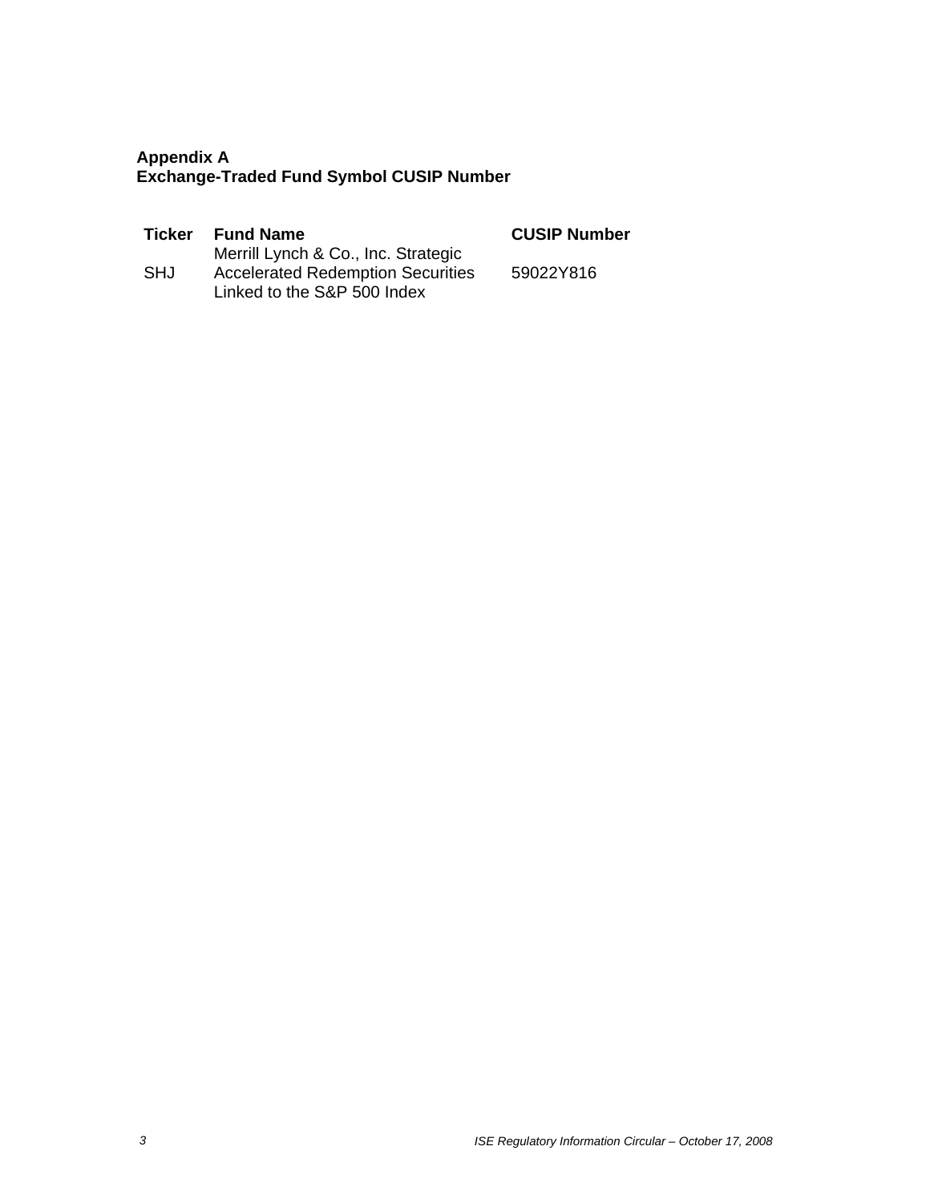**Appendix A**
**Exchange-Traded Fund Symbol CUSIP Number**

| Ticker | Fund Name | CUSIP Number |
|---|---|---|
| SHJ | Merrill Lynch & Co., Inc. Strategic Accelerated Redemption Securities Linked to the S&P 500 Index | 59022Y816 |